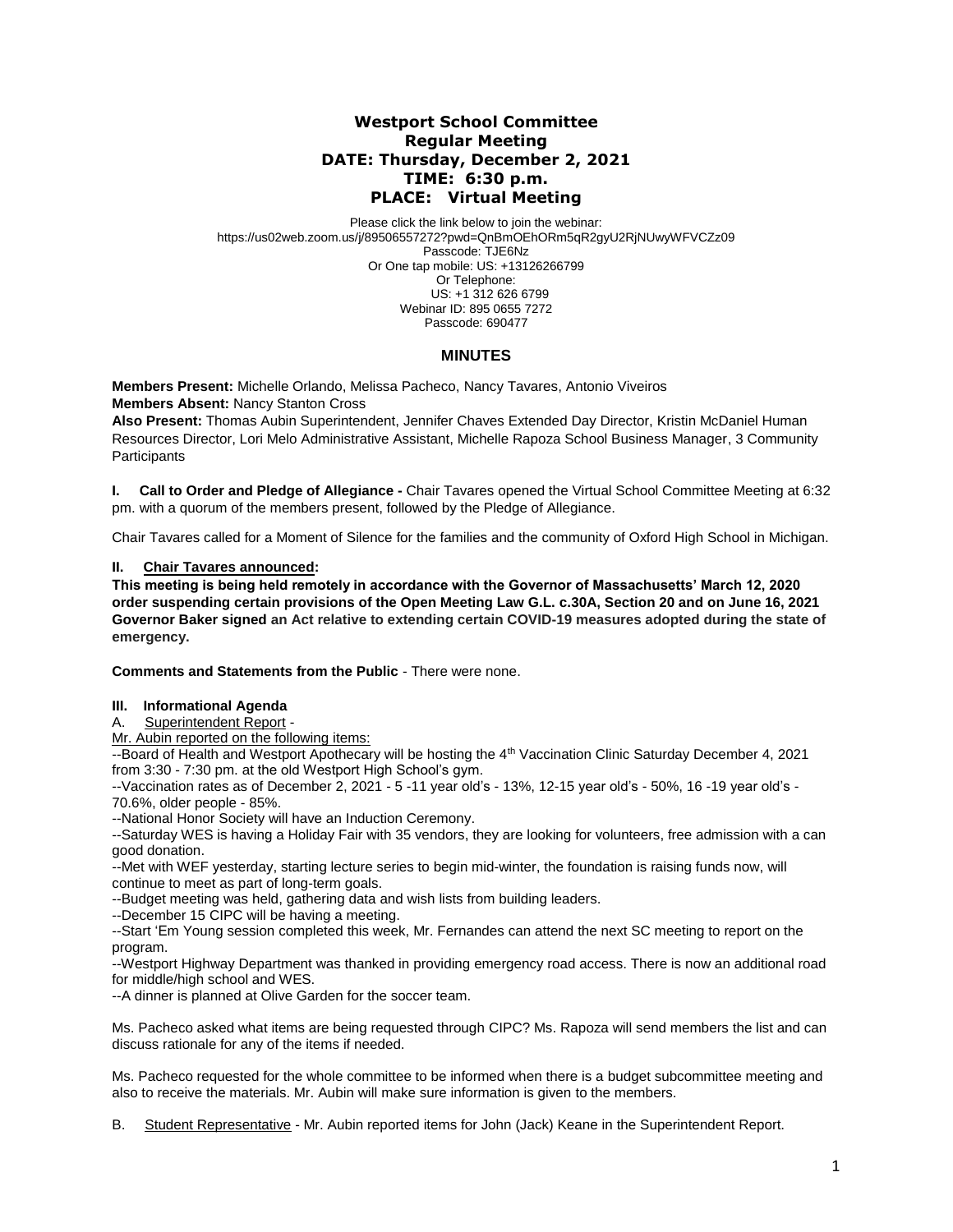# Westport School Committee
## Regular Meeting
## DATE: Thursday, December 2, 2021
## TIME: 6:30 p.m.
## PLACE: Virtual Meeting

Please click the link below to join the webinar:
https://us02web.zoom.us/j/89506557272?pwd=QnBmOEhORm5qR2gyU2RjNUwyWFVCZz09
Passcode: TJE6Nz
Or One tap mobile: US: +13126266799
Or Telephone:
US: +1 312 626 6799
Webinar ID: 895 0655 7272
Passcode: 690477

## MINUTES

**Members Present:** Michelle Orlando, Melissa Pacheco, Nancy Tavares, Antonio Viveiros
**Members Absent:** Nancy Stanton Cross
**Also Present:** Thomas Aubin Superintendent, Jennifer Chaves Extended Day Director, Kristin McDaniel Human Resources Director, Lori Melo Administrative Assistant, Michelle Rapoza School Business Manager, 3 Community Participants

**I. Call to Order and Pledge of Allegiance -** Chair Tavares opened the Virtual School Committee Meeting at 6:32 pm. with a quorum of the members present, followed by the Pledge of Allegiance.

Chair Tavares called for a Moment of Silence for the families and the community of Oxford High School in Michigan.

**II. Chair Tavares announced:**
**This meeting is being held remotely in accordance with the Governor of Massachusetts' March 12, 2020 order suspending certain provisions of the Open Meeting Law G.L. c.30A, Section 20 and on June 16, 2021 Governor Baker signed an Act relative to extending certain COVID-19 measures adopted during the state of emergency.**

**Comments and Statements from the Public** - There were none.

**III. Informational Agenda**

A. Superintendent Report -

Mr. Aubin reported on the following items:

--Board of Health and Westport Apothecary will be hosting the 4th Vaccination Clinic Saturday December 4, 2021 from 3:30 - 7:30 pm. at the old Westport High School's gym.
--Vaccination rates as of December 2, 2021 - 5 -11 year old's - 13%, 12-15 year old's - 50%, 16 -19 year old's - 70.6%, older people - 85%.
--National Honor Society will have an Induction Ceremony.
--Saturday WES is having a Holiday Fair with 35 vendors, they are looking for volunteers, free admission with a can good donation.
--Met with WEF yesterday, starting lecture series to begin mid-winter, the foundation is raising funds now, will continue to meet as part of long-term goals.
--Budget meeting was held, gathering data and wish lists from building leaders.
--December 15 CIPC will be having a meeting.
--Start 'Em Young session completed this week, Mr. Fernandes can attend the next SC meeting to report on the program.
--Westport Highway Department was thanked in providing emergency road access. There is now an additional road for middle/high school and WES.
--A dinner is planned at Olive Garden for the soccer team.

Ms. Pacheco asked what items are being requested through CIPC? Ms. Rapoza will send members the list and can discuss rationale for any of the items if needed.

Ms. Pacheco requested for the whole committee to be informed when there is a budget subcommittee meeting and also to receive the materials. Mr. Aubin will make sure information is given to the members.

B. Student Representative - Mr. Aubin reported items for John (Jack) Keane in the Superintendent Report.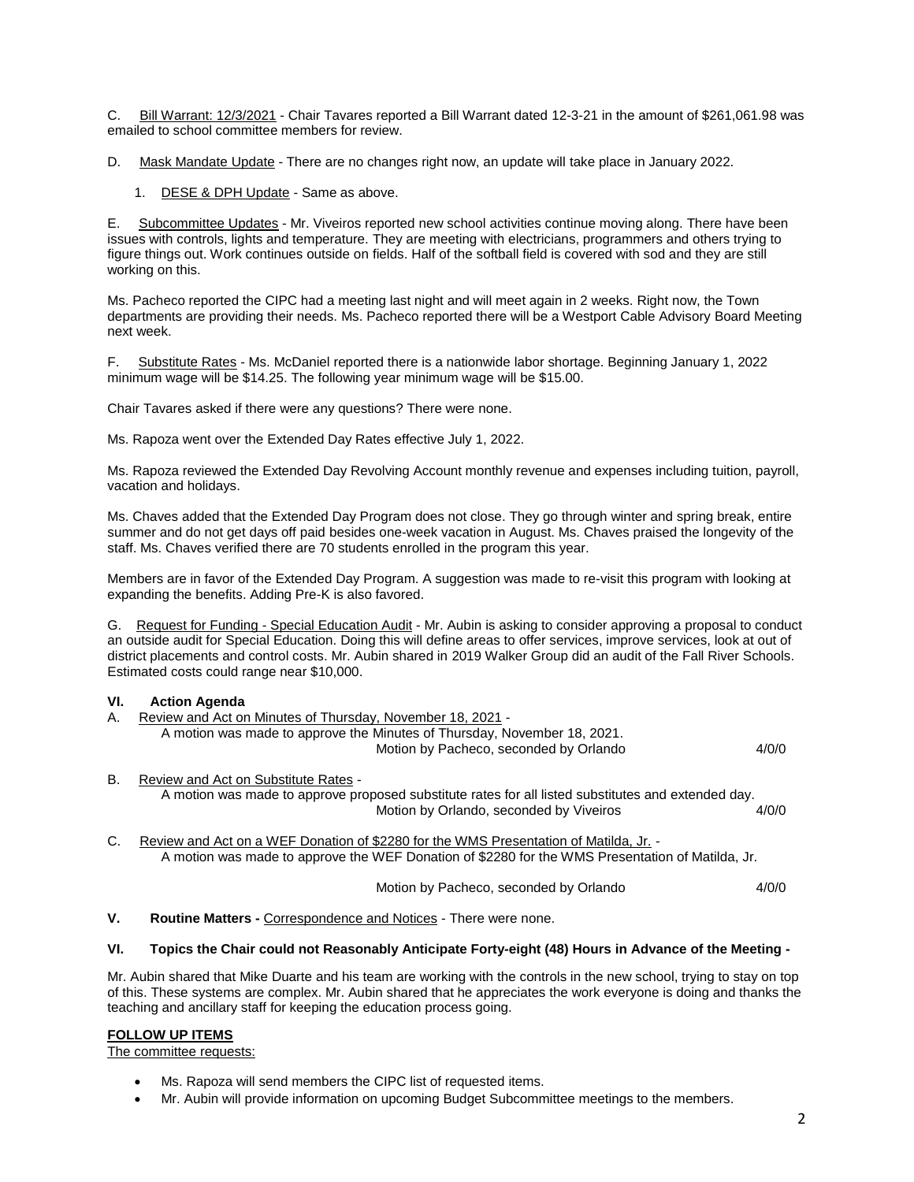C. Bill Warrant: 12/3/2021 - Chair Tavares reported a Bill Warrant dated 12-3-21 in the amount of $261,061.98 was emailed to school committee members for review.

D. Mask Mandate Update - There are no changes right now, an update will take place in January 2022.

1. DESE & DPH Update - Same as above.

E. Subcommittee Updates - Mr. Viveiros reported new school activities continue moving along. There have been issues with controls, lights and temperature. They are meeting with electricians, programmers and others trying to figure things out. Work continues outside on fields. Half of the softball field is covered with sod and they are still working on this.

Ms. Pacheco reported the CIPC had a meeting last night and will meet again in 2 weeks. Right now, the Town departments are providing their needs. Ms. Pacheco reported there will be a Westport Cable Advisory Board Meeting next week.

F. Substitute Rates - Ms. McDaniel reported there is a nationwide labor shortage. Beginning January 1, 2022 minimum wage will be $14.25. The following year minimum wage will be $15.00.

Chair Tavares asked if there were any questions? There were none.

Ms. Rapoza went over the Extended Day Rates effective July 1, 2022.

Ms. Rapoza reviewed the Extended Day Revolving Account monthly revenue and expenses including tuition, payroll, vacation and holidays.

Ms. Chaves added that the Extended Day Program does not close. They go through winter and spring break, entire summer and do not get days off paid besides one-week vacation in August. Ms. Chaves praised the longevity of the staff. Ms. Chaves verified there are 70 students enrolled in the program this year.

Members are in favor of the Extended Day Program. A suggestion was made to re-visit this program with looking at expanding the benefits. Adding Pre-K is also favored.

G. Request for Funding - Special Education Audit - Mr. Aubin is asking to consider approving a proposal to conduct an outside audit for Special Education. Doing this will define areas to offer services, improve services, look at out of district placements and control costs. Mr. Aubin shared in 2019 Walker Group did an audit of the Fall River Schools. Estimated costs could range near $10,000.

**VI. Action Agenda**

A. Review and Act on Minutes of Thursday, November 18, 2021 -
A motion was made to approve the Minutes of Thursday, November 18, 2021.
Motion by Pacheco, seconded by Orlando 4/0/0

B. Review and Act on Substitute Rates -
A motion was made to approve proposed substitute rates for all listed substitutes and extended day.
Motion by Orlando, seconded by Viveiros 4/0/0

C. Review and Act on a WEF Donation of $2280 for the WMS Presentation of Matilda, Jr. -
A motion was made to approve the WEF Donation of $2280 for the WMS Presentation of Matilda, Jr.
Motion by Pacheco, seconded by Orlando 4/0/0

**V. Routine Matters -** Correspondence and Notices - There were none.

**VI. Topics the Chair could not Reasonably Anticipate Forty-eight (48) Hours in Advance of the Meeting -**

Mr. Aubin shared that Mike Duarte and his team are working with the controls in the new school, trying to stay on top of this. These systems are complex. Mr. Aubin shared that he appreciates the work everyone is doing and thanks the teaching and ancillary staff for keeping the education process going.

**FOLLOW UP ITEMS**

The committee requests:

- Ms. Rapoza will send members the CIPC list of requested items.
- Mr. Aubin will provide information on upcoming Budget Subcommittee meetings to the members.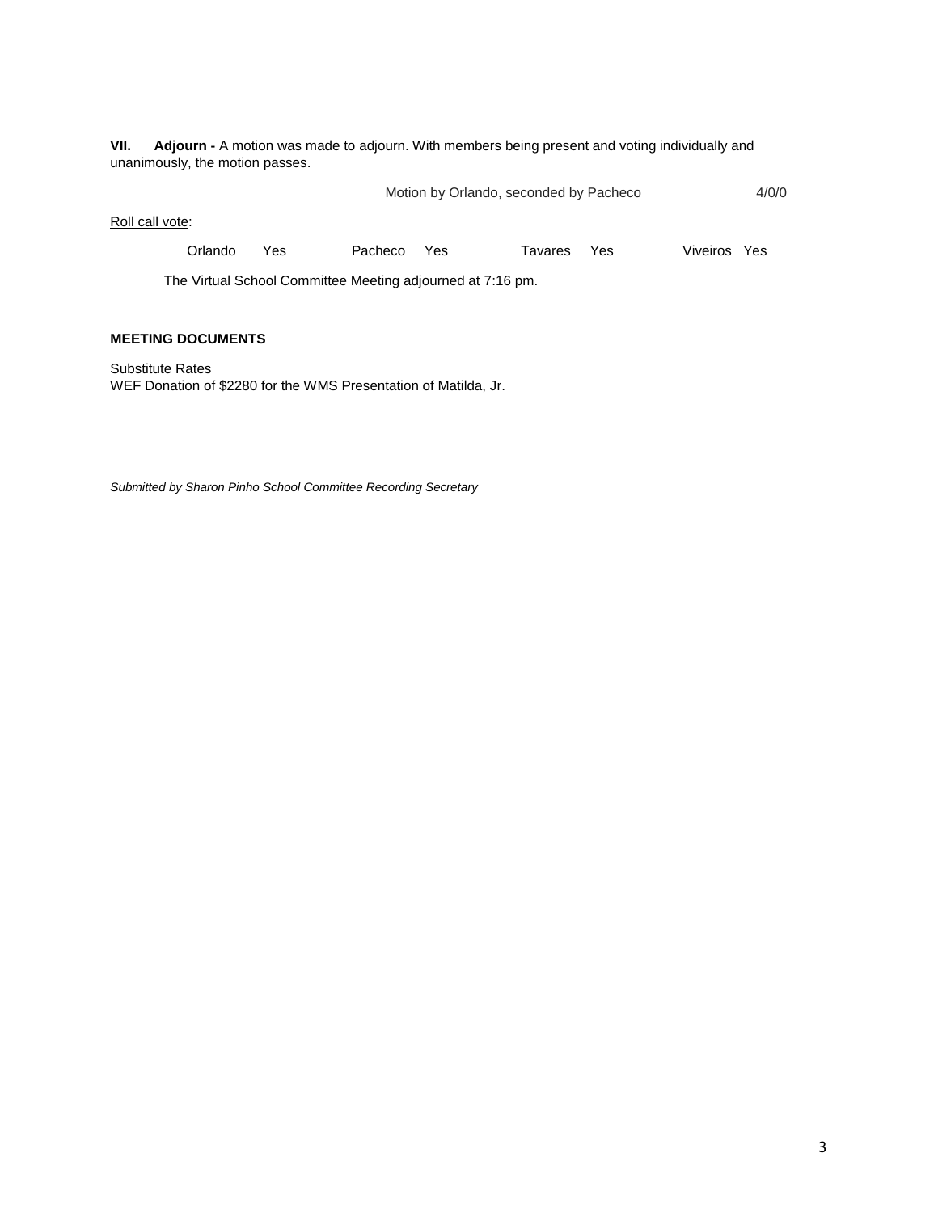**VII. Adjourn -** A motion was made to adjourn. With members being present and voting individually and unanimously, the motion passes.

Motion by Orlando, seconded by Pacheco 4/0/0

Roll call vote:

Orlando Yes Pacheco Yes Tavares Yes Viveiros Yes

The Virtual School Committee Meeting adjourned at 7:16 pm.

**MEETING DOCUMENTS**

Substitute Rates
WEF Donation of $2280 for the WMS Presentation of Matilda, Jr.

*Submitted by Sharon Pinho School Committee Recording Secretary*